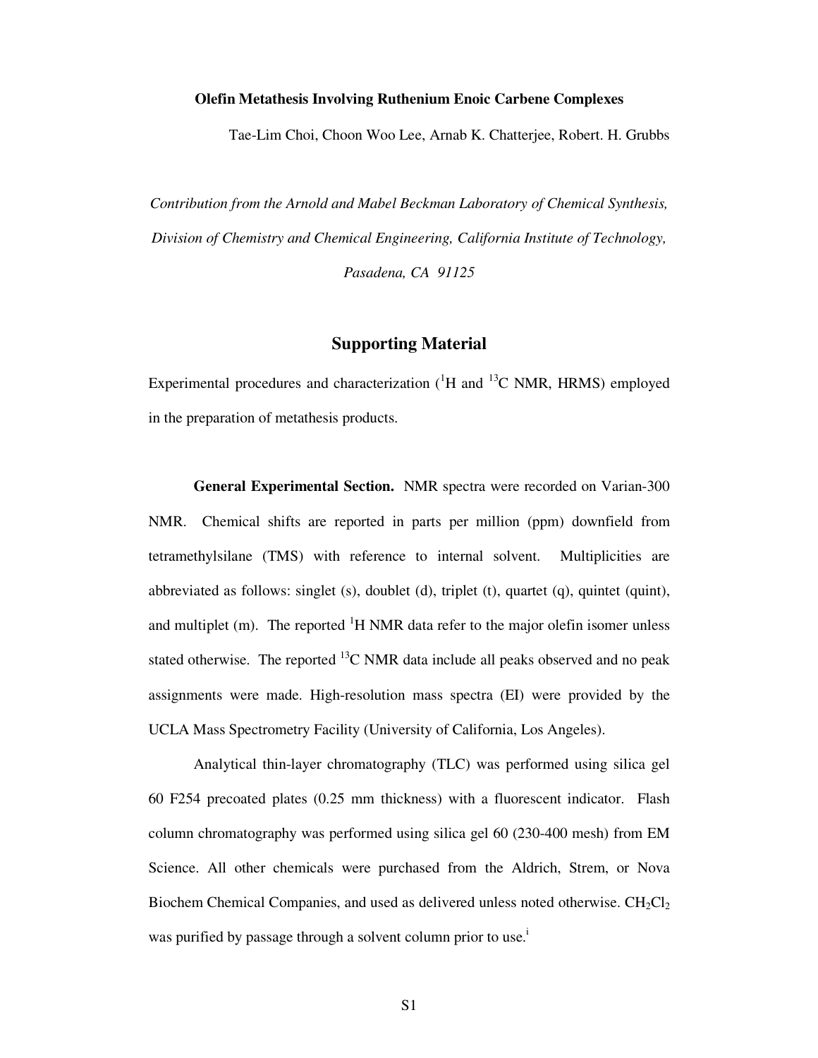**Olefin Metathesis Involving Ruthenium Enoic Carbene Complexes**

Tae-Lim Choi, Choon Woo Lee, Arnab K. Chatterjee, Robert. H. Grubbs

*Contribution from the Arnold and Mabel Beckman Laboratory of Chemical Synthesis, Division of Chemistry and Chemical Engineering, California Institute of Technology, Pasadena, CA 91125*

## Supporting Material

Experimental procedures and characterization ($^1$H and $^{13}$C NMR, HRMS) employed in the preparation of metathesis products.

**General Experimental Section.** NMR spectra were recorded on Varian-300 NMR. Chemical shifts are reported in parts per million (ppm) downfield from tetramethylsilane (TMS) with reference to internal solvent. Multiplicities are abbreviated as follows: singlet (s), doublet (d), triplet (t), quartet (q), quintet (quint), and multiplet (m). The reported $^1$H NMR data refer to the major olefin isomer unless stated otherwise. The reported $^{13}$C NMR data include all peaks observed and no peak assignments were made. High-resolution mass spectra (EI) were provided by the UCLA Mass Spectrometry Facility (University of California, Los Angeles).

Analytical thin-layer chromatography (TLC) was performed using silica gel 60 F254 precoated plates (0.25 mm thickness) with a fluorescent indicator. Flash column chromatography was performed using silica gel 60 (230-400 mesh) from EM Science. All other chemicals were purchased from the Aldrich, Strem, or Nova Biochem Chemical Companies, and used as delivered unless noted otherwise. $CH_2Cl_2$ was purified by passage through a solvent column prior to use.[i]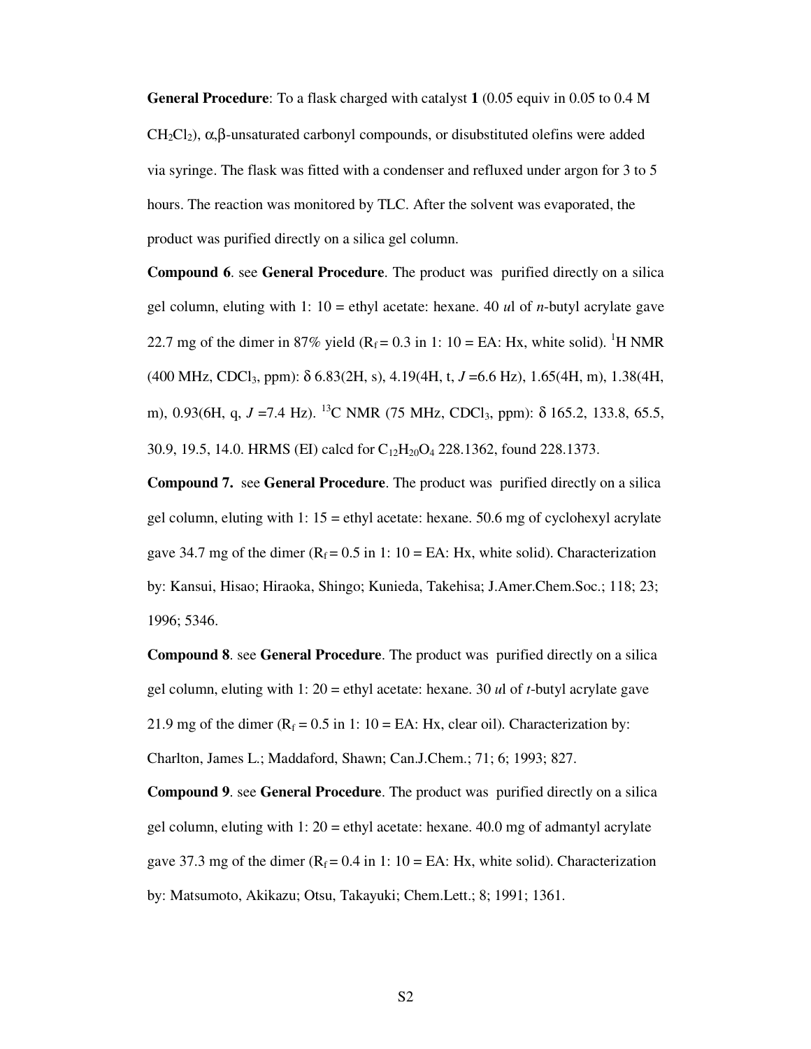**General Procedure**: To a flask charged with catalyst **1** (0.05 equiv in 0.05 to 0.4 M $CH_2Cl_2$), α,β-unsaturated carbonyl compounds, or disubstituted olefins were added via syringe. The flask was fitted with a condenser and refluxed under argon for 3 to 5 hours. The reaction was monitored by TLC. After the solvent was evaporated, the product was purified directly on a silica gel column.

**Compound 6**. see **General Procedure**. The product was purified directly on a silica gel column, eluting with 1: 10 = ethyl acetate: hexane. 40 *u*l of *n*-butyl acrylate gave 22.7 mg of the dimer in 87% yield ($R_f$ = 0.3 in 1: 10 = EA: Hx, white solid). $^1$H NMR (400 MHz, $CDCl_3$, ppm): δ 6.83(2H, s), 4.19(4H, t, *J* =6.6 Hz), 1.65(4H, m), 1.38(4H, m), 0.93(6H, q, *J* =7.4 Hz). $^{13}$C NMR (75 MHz, $CDCl_3$, ppm): δ 165.2, 133.8, 65.5, 30.9, 19.5, 14.0. HRMS (EI) calcd for $C_{12}H_{20}O_4$ 228.1362, found 228.1373.

**Compound 7.** see **General Procedure**. The product was purified directly on a silica gel column, eluting with 1: 15 = ethyl acetate: hexane. 50.6 mg of cyclohexyl acrylate gave 34.7 mg of the dimer ($R_f$ = 0.5 in 1: 10 = EA: Hx, white solid). Characterization by: Kansui, Hisao; Hiraoka, Shingo; Kunieda, Takehisa; J.Amer.Chem.Soc.; 118; 23; 1996; 5346.

**Compound 8**. see **General Procedure**. The product was purified directly on a silica gel column, eluting with 1: 20 = ethyl acetate: hexane. 30 *u*l of *t*-butyl acrylate gave 21.9 mg of the dimer ($R_f$ = 0.5 in 1: 10 = EA: Hx, clear oil). Characterization by: Charlton, James L.; Maddaford, Shawn; Can.J.Chem.; 71; 6; 1993; 827.

**Compound 9**. see **General Procedure**. The product was purified directly on a silica gel column, eluting with 1: 20 = ethyl acetate: hexane. 40.0 mg of admantyl acrylate gave 37.3 mg of the dimer ($R_f$ = 0.4 in 1: 10 = EA: Hx, white solid). Characterization by: Matsumoto, Akikazu; Otsu, Takayuki; Chem.Lett.; 8; 1991; 1361.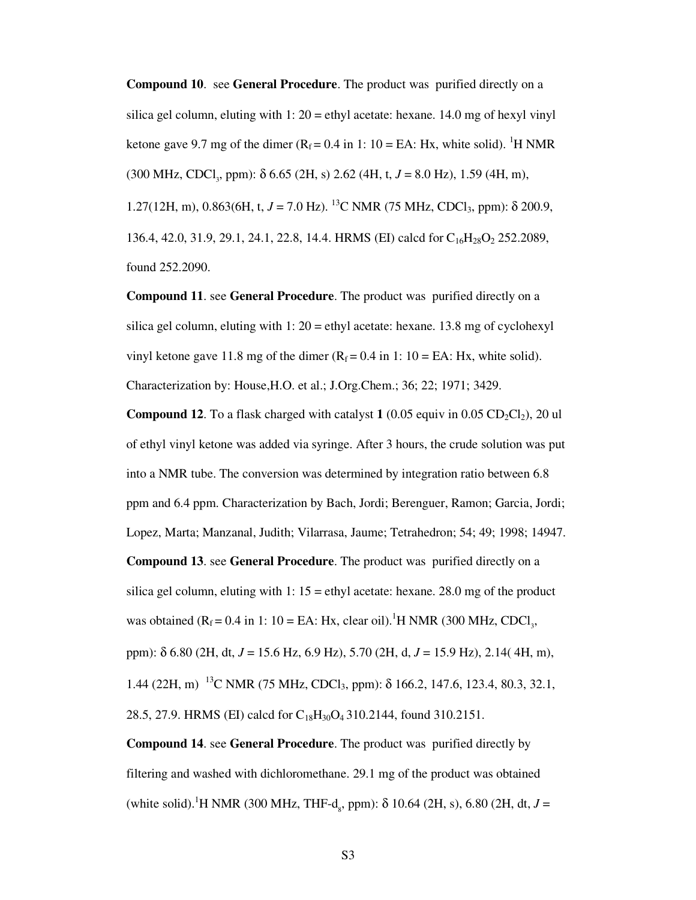**Compound 10**. see **General Procedure**. The product was purified directly on a silica gel column, eluting with 1: 20 = ethyl acetate: hexane. 14.0 mg of hexyl vinyl ketone gave 9.7 mg of the dimer ($R_f$ = 0.4 in 1: 10 = EA: Hx, white solid). $^1$H NMR (300 MHz, $CDCl_3$, ppm): δ 6.65 (2H, s) 2.62 (4H, t, *J* = 8.0 Hz), 1.59 (4H, m), 1.27(12H, m), 0.863(6H, t, *J* = 7.0 Hz). $^{13}$C NMR (75 MHz, $CDCl_3$, ppm): δ 200.9, 136.4, 42.0, 31.9, 29.1, 24.1, 22.8, 14.4. HRMS (EI) calcd for $C_{16}H_{28}O_2$ 252.2089, found 252.2090.

**Compound 11**. see **General Procedure**. The product was purified directly on a silica gel column, eluting with 1: 20 = ethyl acetate: hexane. 13.8 mg of cyclohexyl vinyl ketone gave 11.8 mg of the dimer ($R_f$ = 0.4 in 1: 10 = EA: Hx, white solid). Characterization by: House,H.O. et al.; J.Org.Chem.; 36; 22; 1971; 3429.

**Compound 12**. To a flask charged with catalyst **1** (0.05 equiv in 0.05 $CD_2Cl_2$), 20 ul of ethyl vinyl ketone was added via syringe. After 3 hours, the crude solution was put into a NMR tube. The conversion was determined by integration ratio between 6.8 ppm and 6.4 ppm. Characterization by Bach, Jordi; Berenguer, Ramon; Garcia, Jordi; Lopez, Marta; Manzanal, Judith; Vilarrasa, Jaume; Tetrahedron; 54; 49; 1998; 14947.

**Compound 13**. see **General Procedure**. The product was purified directly on a silica gel column, eluting with 1: 15 = ethyl acetate: hexane. 28.0 mg of the product was obtained ($R_f$ = 0.4 in 1: 10 = EA: Hx, clear oil).$^1$H NMR (300 MHz, $CDCl_3$, ppm): δ 6.80 (2H, dt, *J* = 15.6 Hz, 6.9 Hz), 5.70 (2H, d, *J* = 15.9 Hz), 2.14( 4H, m), 1.44 (22H, m) $^{13}$C NMR (75 MHz, $CDCl_3$, ppm): δ 166.2, 147.6, 123.4, 80.3, 32.1, 28.5, 27.9. HRMS (EI) calcd for $C_{18}H_{30}O_4$ 310.2144, found 310.2151.

**Compound 14**. see **General Procedure**. The product was purified directly by filtering and washed with dichloromethane. 29.1 mg of the product was obtained (white solid).$^1$H NMR (300 MHz, THF-$d_8$, ppm): δ 10.64 (2H, s), 6.80 (2H, dt, *J* =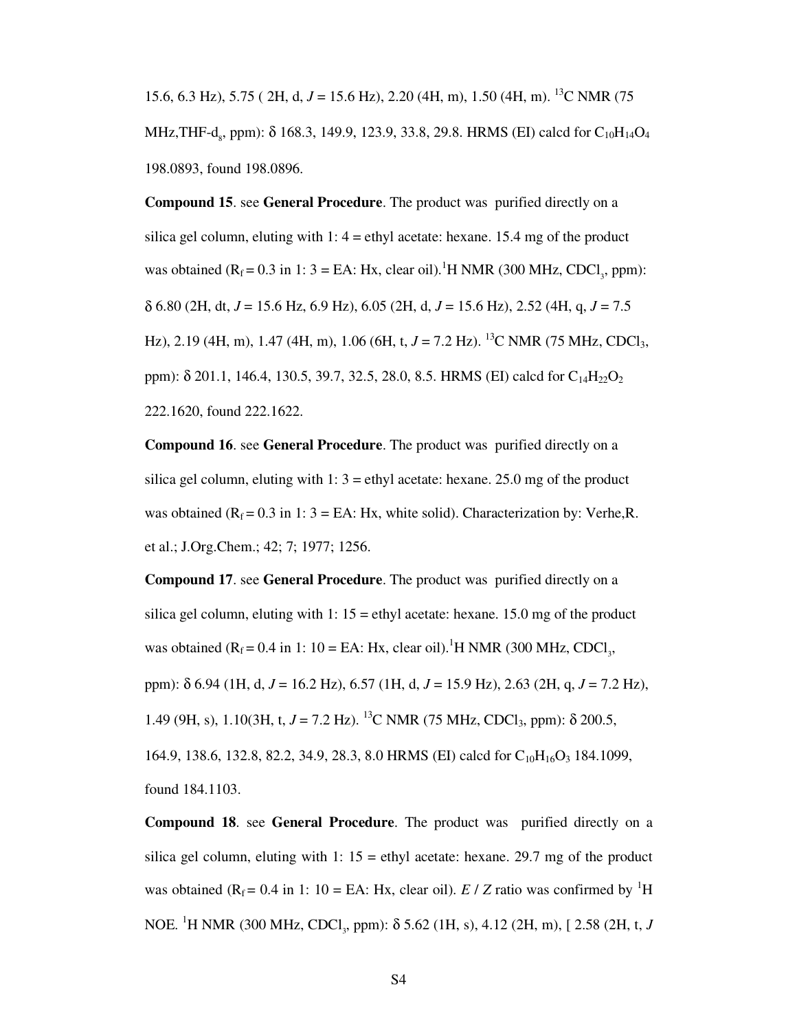15.6, 6.3 Hz), 5.75 ( 2H, d, *J* = 15.6 Hz), 2.20 (4H, m), 1.50 (4H, m). $^{13}$C NMR (75 MHz,THF-$d_8$, ppm): δ 168.3, 149.9, 123.9, 33.8, 29.8. HRMS (EI) calcd for $C_{10}H_{14}O_4$ 198.0893, found 198.0896.

**Compound 15**. see **General Procedure**. The product was purified directly on a silica gel column, eluting with 1: 4 = ethyl acetate: hexane. 15.4 mg of the product was obtained ($R_f$ = 0.3 in 1: 3 = EA: Hx, clear oil).$^1$H NMR (300 MHz, $CDCl_3$, ppm): δ 6.80 (2H, dt, *J* = 15.6 Hz, 6.9 Hz), 6.05 (2H, d, *J* = 15.6 Hz), 2.52 (4H, q, *J* = 7.5 Hz), 2.19 (4H, m), 1.47 (4H, m), 1.06 (6H, t, *J* = 7.2 Hz). $^{13}$C NMR (75 MHz, $CDCl_3$, ppm): δ 201.1, 146.4, 130.5, 39.7, 32.5, 28.0, 8.5. HRMS (EI) calcd for $C_{14}H_{22}O_2$ 222.1620, found 222.1622.

**Compound 16**. see **General Procedure**. The product was purified directly on a silica gel column, eluting with 1: 3 = ethyl acetate: hexane. 25.0 mg of the product was obtained ($R_f$ = 0.3 in 1: 3 = EA: Hx, white solid). Characterization by: Verhe,R. et al.; J.Org.Chem.; 42; 7; 1977; 1256.

**Compound 17**. see **General Procedure**. The product was purified directly on a silica gel column, eluting with 1: 15 = ethyl acetate: hexane. 15.0 mg of the product was obtained ($R_f$ = 0.4 in 1: 10 = EA: Hx, clear oil).$^1$H NMR (300 MHz, $CDCl_3$, ppm): δ 6.94 (1H, d, *J* = 16.2 Hz), 6.57 (1H, d, *J* = 15.9 Hz), 2.63 (2H, q, *J* = 7.2 Hz), 1.49 (9H, s), 1.10(3H, t, *J* = 7.2 Hz). $^{13}$C NMR (75 MHz, $CDCl_3$, ppm): δ 200.5, 164.9, 138.6, 132.8, 82.2, 34.9, 28.3, 8.0 HRMS (EI) calcd for $C_{10}H_{16}O_3$ 184.1099, found 184.1103.

**Compound 18**. see **General Procedure**. The product was purified directly on a silica gel column, eluting with 1: 15 = ethyl acetate: hexane. 29.7 mg of the product was obtained ($R_f$ = 0.4 in 1: 10 = EA: Hx, clear oil). *E* / *Z* ratio was confirmed by $^1$H NOE. $^1$H NMR (300 MHz, $CDCl_3$, ppm): δ 5.62 (1H, s), 4.12 (2H, m), [ 2.58 (2H, t, *J*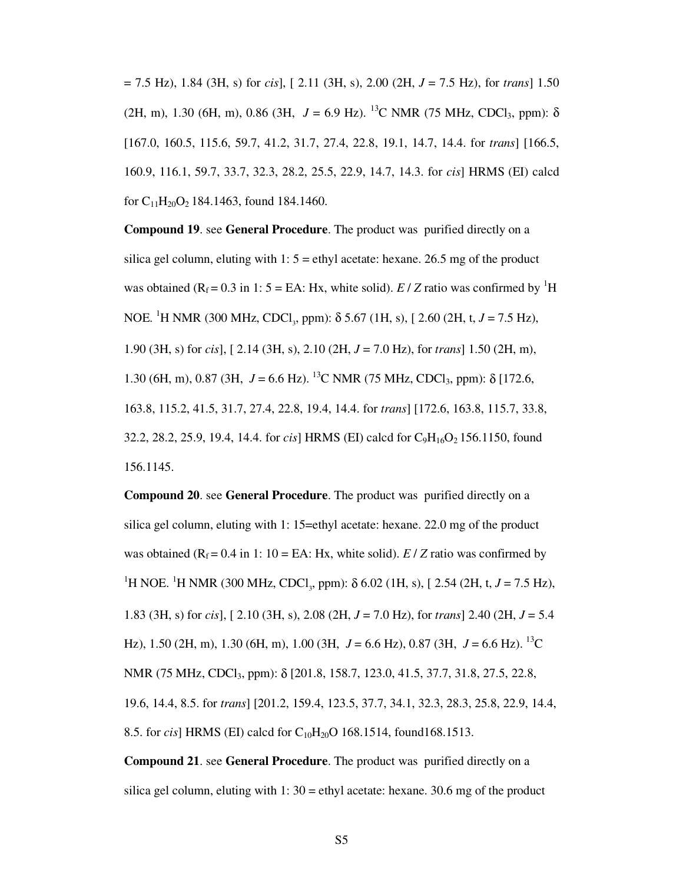= 7.5 Hz), 1.84 (3H, s) for *cis*], [ 2.11 (3H, s), 2.00 (2H, $J$ = 7.5 Hz), for *trans*] 1.50 (2H, m), 1.30 (6H, m), 0.86 (3H, $J$ = 6.9 Hz). $^{13}$C NMR (75 MHz, $CDCl_3$, ppm): δ [167.0, 160.5, 115.6, 59.7, 41.2, 31.7, 27.4, 22.8, 19.1, 14.7, 14.4. for *trans*] [166.5, 160.9, 116.1, 59.7, 33.7, 32.3, 28.2, 25.5, 22.9, 14.7, 14.3. for *cis*] HRMS (EI) calcd for $C_{11}H_{20}O_2$ 184.1463, found 184.1460.

**Compound 19**. see **General Procedure**. The product was purified directly on a silica gel column, eluting with 1: 5 = ethyl acetate: hexane. 26.5 mg of the product was obtained ($R_f$ = 0.3 in 1: 5 = EA: Hx, white solid). *E* / *Z* ratio was confirmed by $^1$H NOE. $^1$H NMR (300 MHz, $CDCl_3$, ppm): δ 5.67 (1H, s), [ 2.60 (2H, t, $J$ = 7.5 Hz), 1.90 (3H, s) for *cis*], [ 2.14 (3H, s), 2.10 (2H, $J$ = 7.0 Hz), for *trans*] 1.50 (2H, m), 1.30 (6H, m), 0.87 (3H, $J$ = 6.6 Hz). $^{13}$C NMR (75 MHz, $CDCl_3$, ppm): δ [172.6, 163.8, 115.2, 41.5, 31.7, 27.4, 22.8, 19.4, 14.4. for *trans*] [172.6, 163.8, 115.7, 33.8, 32.2, 28.2, 25.9, 19.4, 14.4. for *cis*] HRMS (EI) calcd for $C_9H_{16}O_2$ 156.1150, found 156.1145.

**Compound 20**. see **General Procedure**. The product was purified directly on a silica gel column, eluting with 1: 15=ethyl acetate: hexane. 22.0 mg of the product was obtained ($R_f$ = 0.4 in 1: 10 = EA: Hx, white solid). *E* / *Z* ratio was confirmed by $^1$H NOE. $^1$H NMR (300 MHz, $CDCl_3$, ppm): δ 6.02 (1H, s), [ 2.54 (2H, t, $J$ = 7.5 Hz), 1.83 (3H, s) for *cis*], [ 2.10 (3H, s), 2.08 (2H, $J$ = 7.0 Hz), for *trans*] 2.40 (2H, $J$ = 5.4 Hz), 1.50 (2H, m), 1.30 (6H, m), 1.00 (3H, $J$ = 6.6 Hz), 0.87 (3H, $J$ = 6.6 Hz). $^{13}$C NMR (75 MHz, $CDCl_3$, ppm): δ [201.8, 158.7, 123.0, 41.5, 37.7, 31.8, 27.5, 22.8, 19.6, 14.4, 8.5. for *trans*] [201.2, 159.4, 123.5, 37.7, 34.1, 32.3, 28.3, 25.8, 22.9, 14.4, 8.5. for *cis*] HRMS (EI) calcd for $C_{10}H_{20}O$ 168.1514, found168.1513.

**Compound 21**. see **General Procedure**. The product was purified directly on a silica gel column, eluting with 1: 30 = ethyl acetate: hexane. 30.6 mg of the product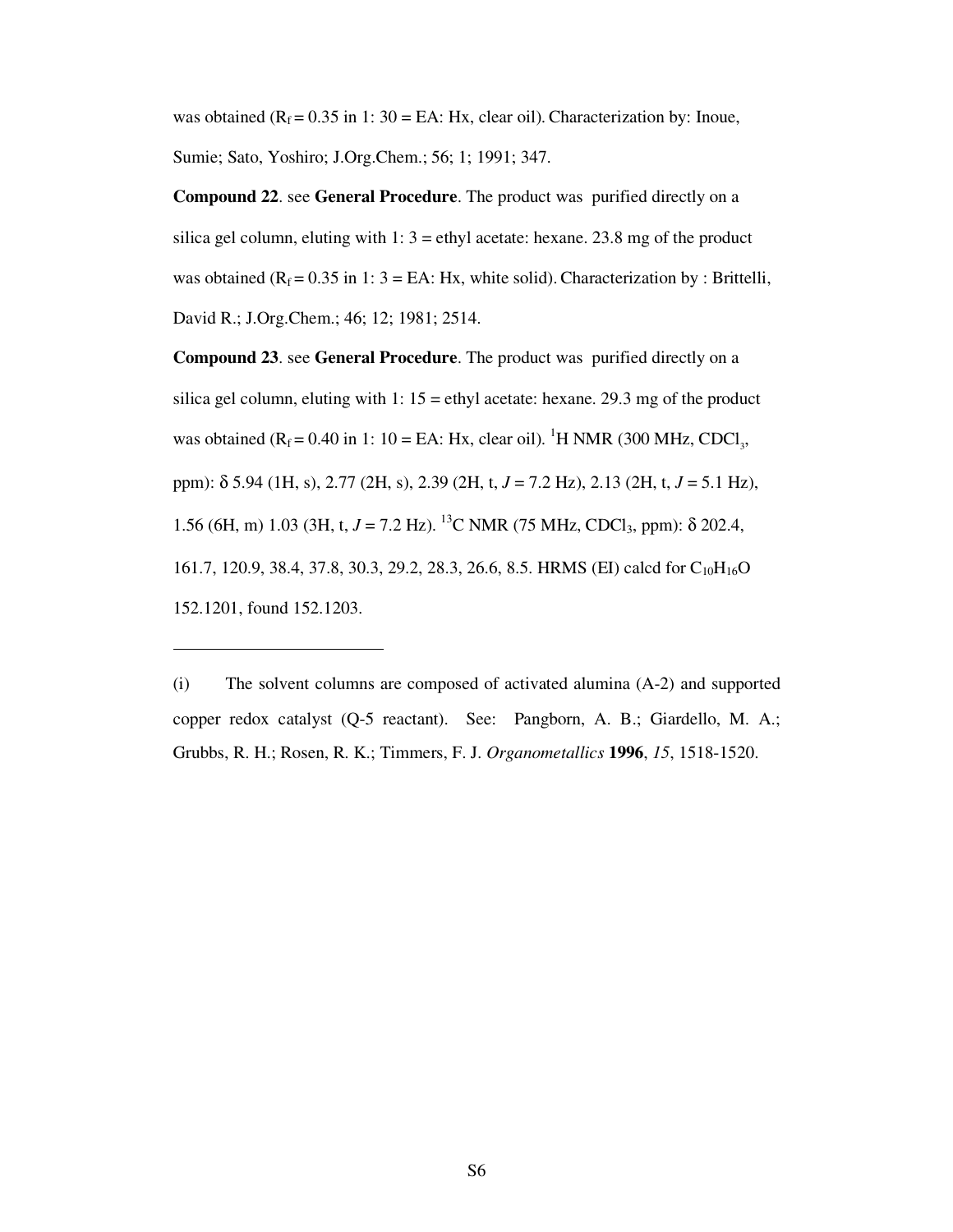was obtained ($R_f$ = 0.35 in 1: 30 = EA: Hx, clear oil). Characterization by: Inoue, Sumie; Sato, Yoshiro; J.Org.Chem.; 56; 1; 1991; 347.

**Compound 22**. see **General Procedure**. The product was purified directly on a silica gel column, eluting with 1: 3 = ethyl acetate: hexane. 23.8 mg of the product was obtained ($R_f$ = 0.35 in 1: 3 = EA: Hx, white solid). Characterization by : Brittelli, David R.; J.Org.Chem.; 46; 12; 1981; 2514.

**Compound 23**. see **General Procedure**. The product was purified directly on a silica gel column, eluting with 1: 15 = ethyl acetate: hexane. 29.3 mg of the product was obtained ($R_f$ = 0.40 in 1: 10 = EA: Hx, clear oil). $^{1}$H NMR (300 MHz, $CDCl_3$, ppm): δ 5.94 (1H, s), 2.77 (2H, s), 2.39 (2H, t, *J* = 7.2 Hz), 2.13 (2H, t, *J* = 5.1 Hz), 1.56 (6H, m) 1.03 (3H, t, *J* = 7.2 Hz). $^{13}$C NMR (75 MHz, $CDCl_3$, ppm): δ 202.4, 161.7, 120.9, 38.4, 37.8, 30.3, 29.2, 28.3, 26.6, 8.5. HRMS (EI) calcd for $C_{10}H_{16}O$ 152.1201, found 152.1203.

---

(i) The solvent columns are composed of activated alumina (A-2) and supported copper redox catalyst (Q-5 reactant). See: Pangborn, A. B.; Giardello, M. A.; Grubbs, R. H.; Rosen, R. K.; Timmers, F. J. *Organometallics* **1996**, *15*, 1518-1520.